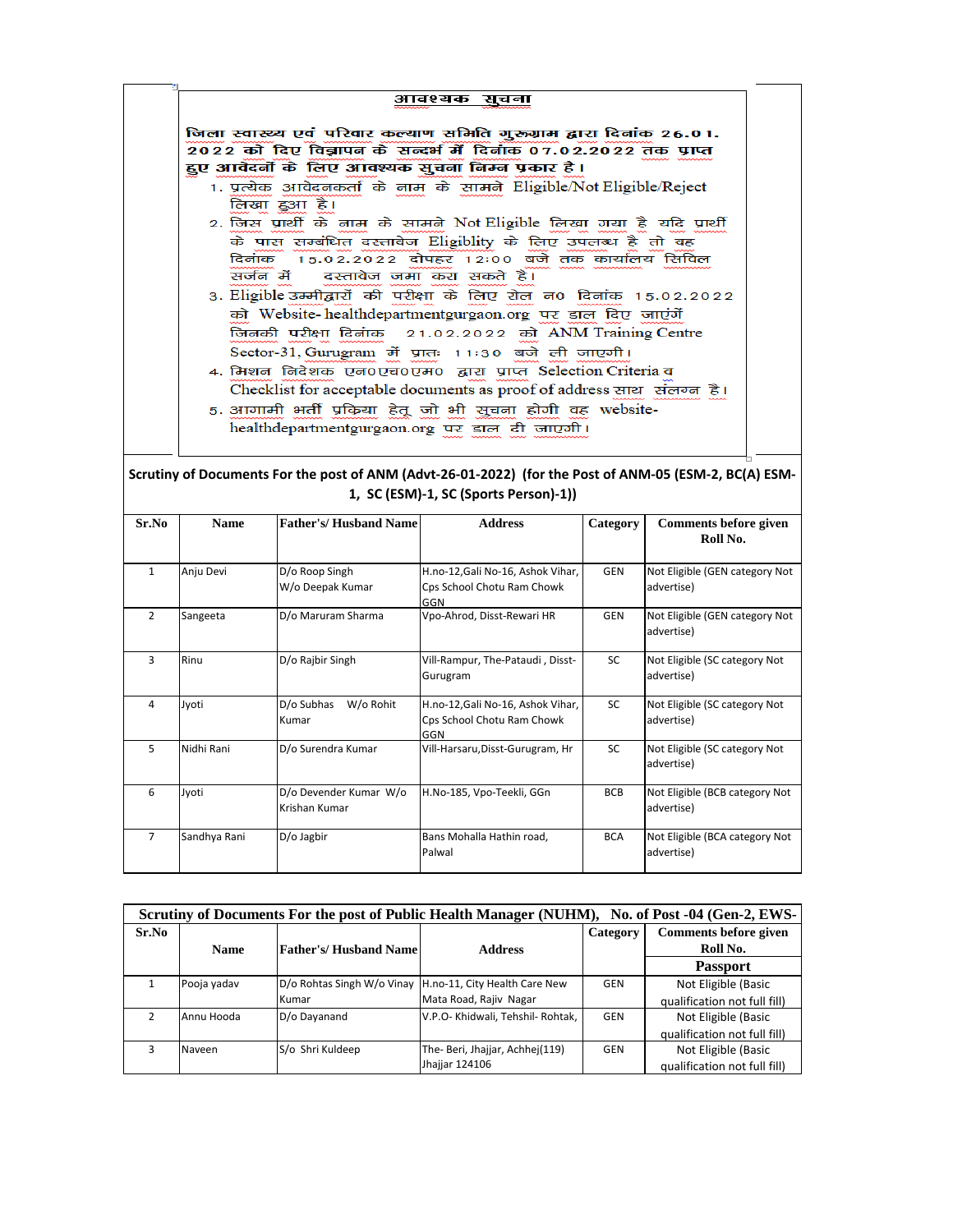# आवश्यक सूचना

**जिला स्वास्थ्य एवं परिवार कल्याण समिति गुरुग्राम द्वारा दिनांक 26.01.2022 को दिए विज्ञापन के सन्दर्भ में दिनांक 07.02.2022 तक प्राप्त हुए आवेदनों के लिए आवश्यक सुचना निम्न प्रकार है।**

1. प्रत्येक आवेदनकर्ता के नाम के सामने Eligible/Not Eligible/Reject लिखा हुआ है।
2. जिस प्रार्थी के नाम के सामने Not Eligible लिखा गया है यदि प्रार्थी के पास सम्बंधित दस्तावेज Eligiblity के लिए उपलब्ध है तो वह दिनांक 15.02.2022 दोपहर 12:00 बजे तक कार्यालय सिविल सर्जन में दस्तावेज जमा करा सकते है।
3. Eligible उम्मीद्वारों की परीक्षा के लिए रोल न० दिनांक 15.02.2022 को Website- healthdepartmentgurgaon.org पर डाल दिए जाएंगें जिनकी परीक्षा दिनांक 21.02.2022 को ANM Training Centre Sector-31, Gurugram में प्रातः 11:30 बजे ली जाएगी।
4. मिशन निदेशक एन०एच०एम० द्वारा प्राप्त Selection Criteria व Checklist for acceptable documents as proof of address साथ संलग्न है।
5. आगामी भर्ती प्रकिया हेतू जो भी सूचना होगी वह website- healthdepartmentgurgaon.org पर डाल दी जाएगी।

**Scrutiny of Documents For the post of ANM (Advt-26-01-2022) (for the Post of ANM-05 (ESM-2, BC(A) ESM-1, SC (ESM)-1, SC (Sports Person)-1))**

| Sr.No | Name | Father's/ Husband Name | Address | Category | Comments before given Roll No. |
|---|---|---|---|---|---|
| 1 | Anju Devi | D/o Roop Singh W/o Deepak Kumar | H.no-12,Gali No-16, Ashok Vihar, Cps School Chotu Ram Chowk GGN | GEN | Not Eligible (GEN category Not advertise) |
| 2 | Sangeeta | D/o Maruram Sharma | Vpo-Ahrod, Disst-Rewari HR | GEN | Not Eligible (GEN category Not advertise) |
| 3 | Rinu | D/o Rajbir Singh | Vill-Rampur, The-Pataudi , Disst-Gurugram | SC | Not Eligible (SC category Not advertise) |
| 4 | Jyoti | D/o Subhas W/o Rohit Kumar | H.no-12,Gali No-16, Ashok Vihar, Cps School Chotu Ram Chowk GGN | SC | Not Eligible (SC category Not advertise) |
| 5 | Nidhi Rani | D/o Surendra Kumar | Vill-Harsaru,Disst-Gurugram, Hr | SC | Not Eligible (SC category Not advertise) |
| 6 | Jyoti | D/o Devender Kumar W/o Krishan Kumar | H.No-185, Vpo-Teekli, GGn | BCB | Not Eligible (BCB category Not advertise) |
| 7 | Sandhya Rani | D/o Jagbir | Bans Mohalla Hathin road, Palwal | BCA | Not Eligible (BCA category Not advertise) |

**Scrutiny of Documents For the post of Public Health Manager (NUHM), No. of Post -04 (Gen-2, EWS-**

| Sr.No | Name | Father's/ Husband Name | Address | Category | Comments before given Roll No. |
|---|---|---|---|---|---|
| | | | | | Passport |
| 1 | Pooja yadav | D/o Rohtas Singh W/o Vinay Kumar | H.no-11, City Health Care New Mata Road, Rajiv Nagar | GEN | Not Eligible (Basic qualification not full fill) |
| 2 | Annu Hooda | D/o Dayanand | V.P.O- Khidwali, Tehshil- Rohtak, | GEN | Not Eligible (Basic qualification not full fill) |
| 3 | Naveen | S/o Shri Kuldeep | The- Beri, Jhajjar, Achhej(119) Jhajjar 124106 | GEN | Not Eligible (Basic qualification not full fill) |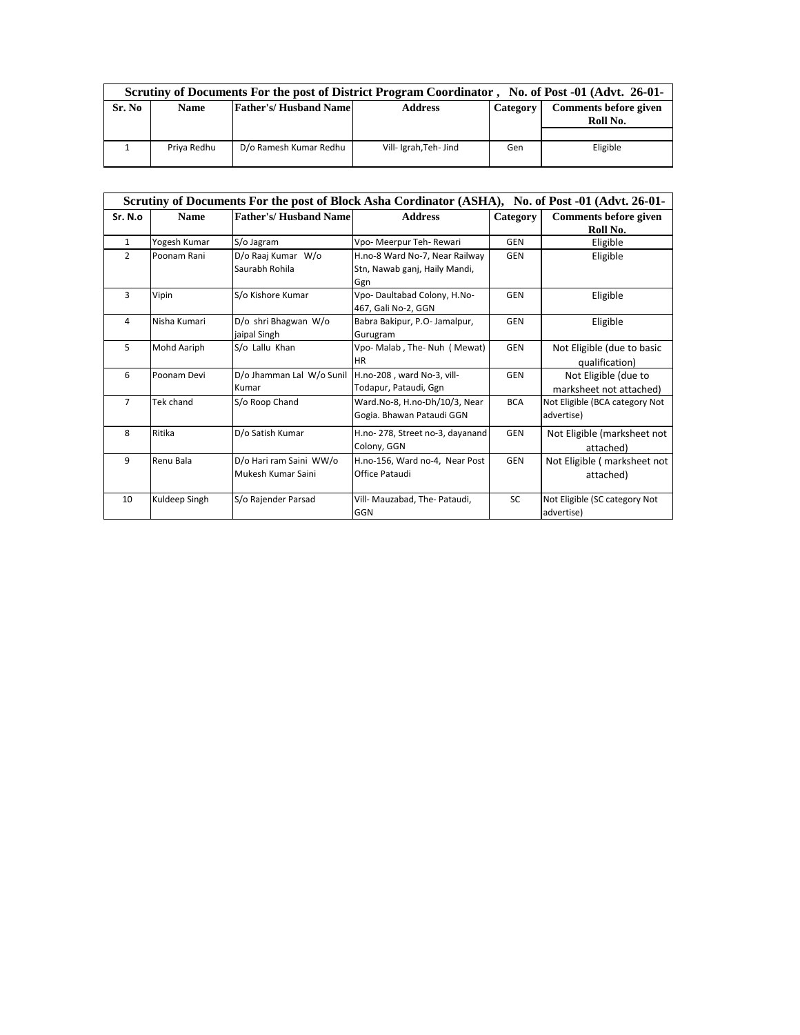| Scrutiny of Documents For the post of District Program Coordinator , No. of Post -01 (Advt. 26-01- | | | | | |
|---|---|---|---|---|---|
| **Sr. No** | **Name** | **Father's/ Husband Name** | **Address** | **Category** | **Comments before given Roll No.** |
| 1 | Priya Redhu | D/o Ramesh Kumar Redhu | Vill- Igrah,Teh- Jind | Gen | Eligible |

| Scrutiny of Documents For the post of Block Asha Cordinator (ASHA), No. of Post -01 (Advt. 26-01- | | | | | |
|---|---|---|---|---|---|
| **Sr. N.o** | **Name** | **Father's/ Husband Name** | **Address** | **Category** | **Comments before given Roll No.** |
| 1 | Yogesh Kumar | S/o Jagram | Vpo- Meerpur Teh- Rewari | GEN | Eligible |
| 2 | Poonam Rani | D/o Raaj Kumar W/o Saurabh Rohila | H.no-8 Ward No-7, Near Railway Stn, Nawab ganj, Haily Mandi, Ggn | GEN | Eligible |
| 3 | Vipin | S/o Kishore Kumar | Vpo- Daultabad Colony, H.No-467, Gali No-2, GGN | GEN | Eligible |
| 4 | Nisha Kumari | D/o shri Bhagwan W/o jaipal Singh | Babra Bakipur, P.O- Jamalpur, Gurugram | GEN | Eligible |
| 5 | Mohd Aariph | S/o Lallu Khan | Vpo- Malab , The- Nuh ( Mewat) HR | GEN | Not Eligible (due to basic qualification) |
| 6 | Poonam Devi | D/o Jhamman Lal W/o Sunil Kumar | H.no-208 , ward No-3, vill- Todapur, Pataudi, Ggn | GEN | Not Eligible (due to marksheet not attached) |
| 7 | Tek chand | S/o Roop Chand | Ward.No-8, H.no-Dh/10/3, Near Gogia. Bhawan Pataudi GGN | BCA | Not Eligible (BCA category Not advertise) |
| 8 | Ritika | D/o Satish Kumar | H.no- 278, Street no-3, dayanand Colony, GGN | GEN | Not Eligible (marksheet not attached) |
| 9 | Renu Bala | D/o Hari ram Saini WW/o Mukesh Kumar Saini | H.no-156, Ward no-4, Near Post Office Pataudi | GEN | Not Eligible ( marksheet not attached) |
| 10 | Kuldeep Singh | S/o Rajender Parsad | Vill- Mauzabad, The- Pataudi, GGN | SC | Not Eligible (SC category Not advertise) |